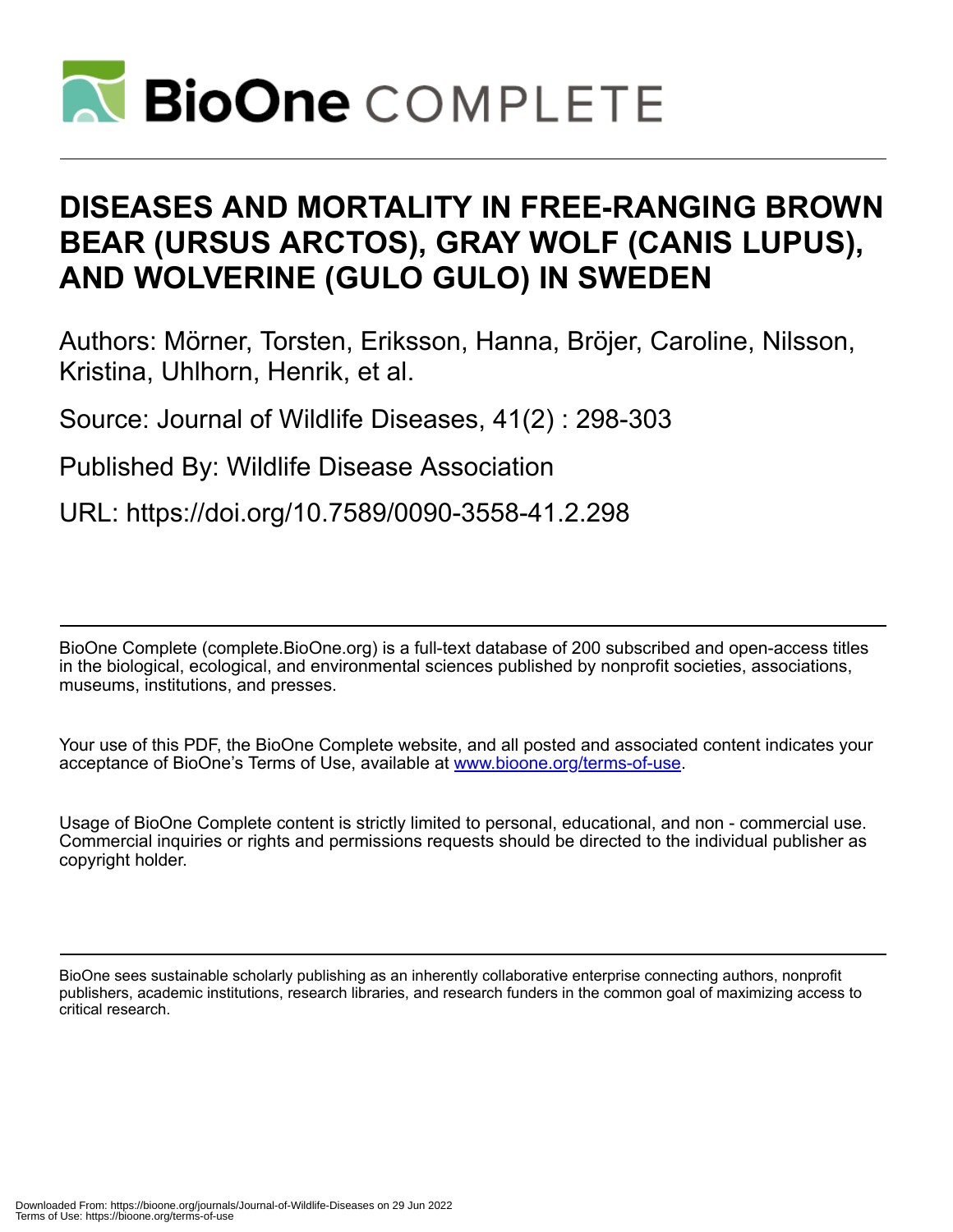# DISEASES AND MORTALITY IN FREE-RANGING BROWN BEAR (URSUS ARCTOS), GRAY WOLF (CANIS LUPUS), AND WOLVERINE (GULO GULO) IN SWEDEN

Authors: Mörner, Torsten, Eriksson, Hanna, Bröjer, Caroline, Nilsson, Kristina, Uhlhorn, Henrik, et al.

Source: Journal of Wildlife Diseases, 41(2) : 298-303

Published By: Wildlife Disease Association

URL: https://doi.org/10.7589/0090-3558-41.2.298

---

BioOne Complete (complete.BioOne.org) is a full-text database of 200 subscribed and open-access titles in the biological, ecological, and environmental sciences published by nonprofit societies, associations, museums, institutions, and presses.

Your use of this PDF, the BioOne Complete website, and all posted and associated content indicates your acceptance of BioOne's Terms of Use, available at www.bioone.org/terms-of-use.

Usage of BioOne Complete content is strictly limited to personal, educational, and non - commercial use. Commercial inquiries or rights and permissions requests should be directed to the individual publisher as copyright holder.

---

BioOne sees sustainable scholarly publishing as an inherently collaborative enterprise connecting authors, nonprofit publishers, academic institutions, research libraries, and research funders in the common goal of maximizing access to critical research.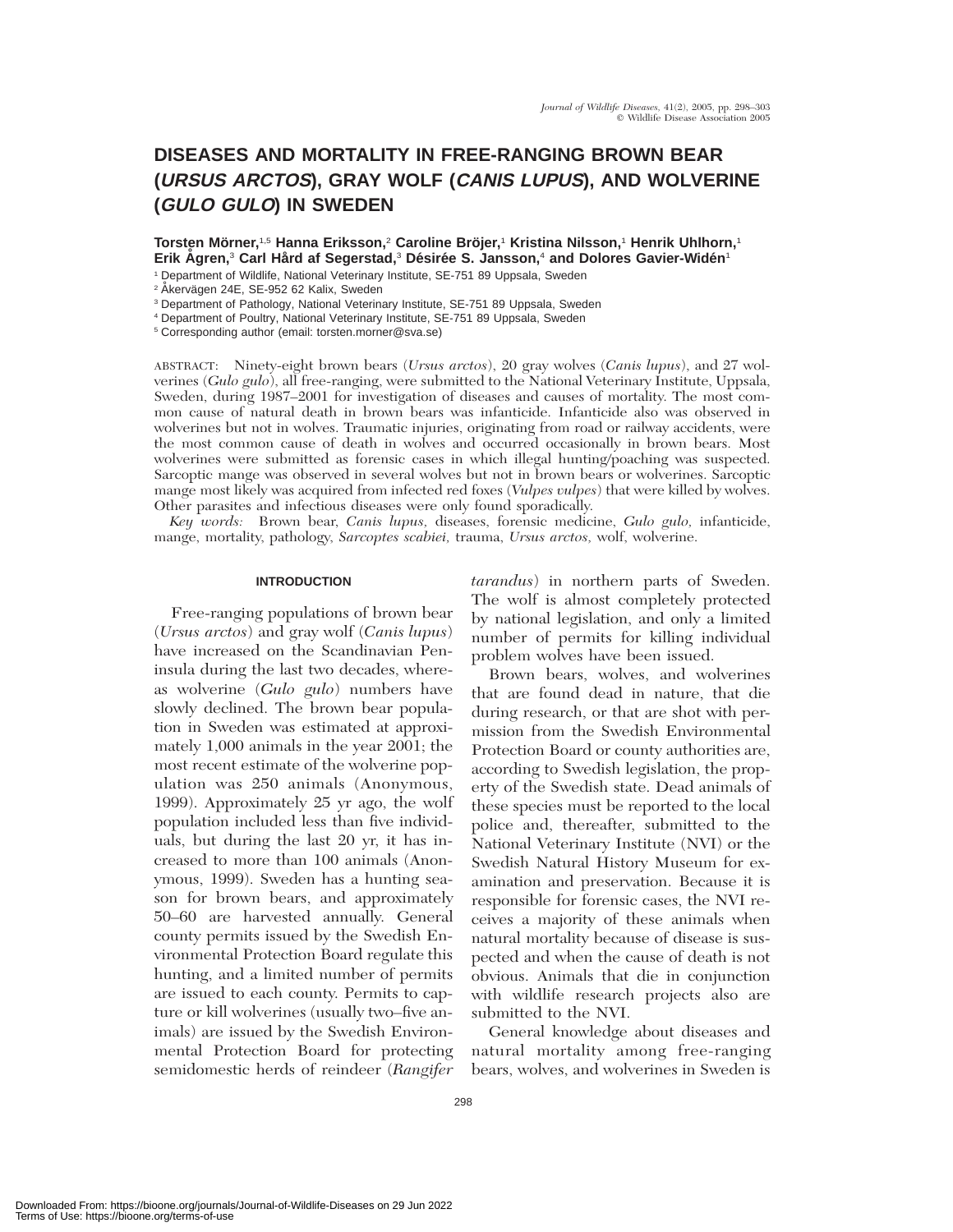# DISEASES AND MORTALITY IN FREE-RANGING BROWN BEAR (*URSUS ARCTOS*), GRAY WOLF (*CANIS LUPUS*), AND WOLVERINE (*GULO GULO*) IN SWEDEN

**Torsten Mörner,[1,5] Hanna Eriksson,[2] Caroline Bröjer,[1] Kristina Nilsson,[1] Henrik Uhlhorn,[1] Erik Ågren,[3] Carl Hård af Segerstad,[3] Désirée S. Jansson,[4] and Dolores Gavier-Widén[1]**

[1] Department of Wildlife, National Veterinary Institute, SE-751 89 Uppsala, Sweden

[2] Åkervägen 24E, SE-952 62 Kalix, Sweden

[3] Department of Pathology, National Veterinary Institute, SE-751 89 Uppsala, Sweden

[4] Department of Poultry, National Veterinary Institute, SE-751 89 Uppsala, Sweden

[5] Corresponding author (email: torsten.morner@sva.se)

ABSTRACT: Ninety-eight brown bears (*Ursus arctos*), 20 gray wolves (*Canis lupus*), and 27 wolverines (*Gulo gulo*), all free-ranging, were submitted to the National Veterinary Institute, Uppsala, Sweden, during 1987–2001 for investigation of diseases and causes of mortality. The most common cause of natural death in brown bears was infanticide. Infanticide also was observed in wolverines but not in wolves. Traumatic injuries, originating from road or railway accidents, were the most common cause of death in wolves and occurred occasionally in brown bears. Most wolverines were submitted as forensic cases in which illegal hunting/poaching was suspected. Sarcoptic mange was observed in several wolves but not in brown bears or wolverines. Sarcoptic mange most likely was acquired from infected red foxes (*Vulpes vulpes*) that were killed by wolves. Other parasites and infectious diseases were only found sporadically.

*Key words:* Brown bear, *Canis lupus,* diseases, forensic medicine, *Gulo gulo,* infanticide, mange, mortality, pathology, *Sarcoptes scabiei,* trauma, *Ursus arctos,* wolf, wolverine.

## INTRODUCTION

Free-ranging populations of brown bear (*Ursus arctos*) and gray wolf (*Canis lupus*) have increased on the Scandinavian Peninsula during the last two decades, whereas wolverine (*Gulo gulo*) numbers have slowly declined. The brown bear population in Sweden was estimated at approximately 1,000 animals in the year 2001; the most recent estimate of the wolverine population was 250 animals (Anonymous, 1999). Approximately 25 yr ago, the wolf population included less than five individuals, but during the last 20 yr, it has increased to more than 100 animals (Anonymous, 1999). Sweden has a hunting season for brown bears, and approximately 50–60 are harvested annually. General county permits issued by the Swedish Environmental Protection Board regulate this hunting, and a limited number of permits are issued to each county. Permits to capture or kill wolverines (usually two–five animals) are issued by the Swedish Environmental Protection Board for protecting semidomestic herds of reindeer (*Rangifer tarandus*) in northern parts of Sweden. The wolf is almost completely protected by national legislation, and only a limited number of permits for killing individual problem wolves have been issued.

Brown bears, wolves, and wolverines that are found dead in nature, that die during research, or that are shot with permission from the Swedish Environmental Protection Board or county authorities are, according to Swedish legislation, the property of the Swedish state. Dead animals of these species must be reported to the local police and, thereafter, submitted to the National Veterinary Institute (NVI) or the Swedish Natural History Museum for examination and preservation. Because it is responsible for forensic cases, the NVI receives a majority of these animals when natural mortality because of disease is suspected and when the cause of death is not obvious. Animals that die in conjunction with wildlife research projects also are submitted to the NVI.

General knowledge about diseases and natural mortality among free-ranging bears, wolves, and wolverines in Sweden is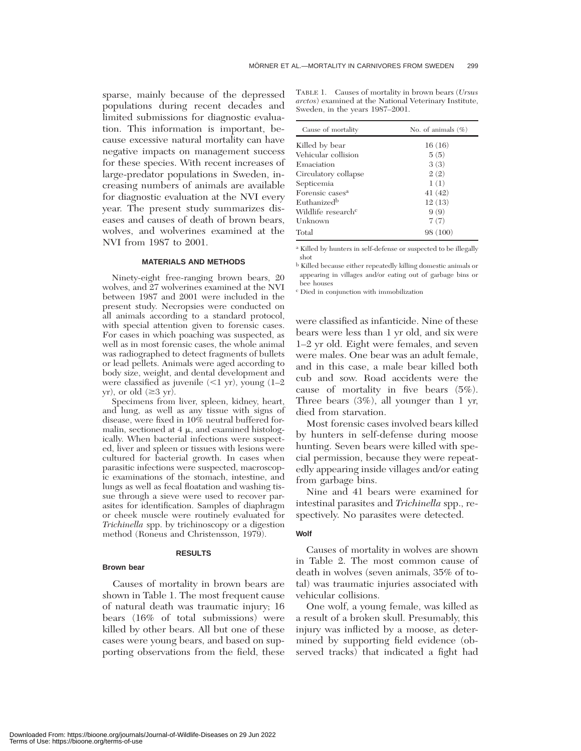sparse, mainly because of the depressed populations during recent decades and limited submissions for diagnostic evaluation. This information is important, because excessive natural mortality can have negative impacts on management success for these species. With recent increases of large-predator populations in Sweden, increasing numbers of animals are available for diagnostic evaluation at the NVI every year. The present study summarizes diseases and causes of death of brown bears, wolves, and wolverines examined at the NVI from 1987 to 2001.

## MATERIALS AND METHODS

Ninety-eight free-ranging brown bears, 20 wolves, and 27 wolverines examined at the NVI between 1987 and 2001 were included in the present study. Necropsies were conducted on all animals according to a standard protocol, with special attention given to forensic cases. For cases in which poaching was suspected, as well as in most forensic cases, the whole animal was radiographed to detect fragments of bullets or lead pellets. Animals were aged according to body size, weight, and dental development and were classified as juvenile (<1 yr), young (1–2 yr), or old (≥3 yr).

Specimens from liver, spleen, kidney, heart, and lung, as well as any tissue with signs of disease, were fixed in 10% neutral buffered formalin, sectioned at 4 μ, and examined histologically. When bacterial infections were suspected, liver and spleen or tissues with lesions were cultured for bacterial growth. In cases when parasitic infections were suspected, macroscopic examinations of the stomach, intestine, and lungs as well as fecal floatation and washing tissue through a sieve were used to recover parasites for identification. Samples of diaphragm or cheek muscle were routinely evaluated for *Trichinella* spp. by trichinoscopy or a digestion method (Roneus and Christensson, 1979).

## RESULTS

### Brown bear

Causes of mortality in brown bears are shown in Table 1. The most frequent cause of natural death was traumatic injury; 16 bears (16% of total submissions) were killed by other bears. All but one of these cases were young bears, and based on supporting observations from the field, these were classified as infanticide. Nine of these bears were less than 1 yr old, and six were 1–2 yr old. Eight were females, and seven were males. One bear was an adult female, and in this case, a male bear killed both cub and sow. Road accidents were the cause of mortality in five bears (5%). Three bears (3%), all younger than 1 yr, died from starvation.

TABLE 1. Causes of mortality in brown bears (*Ursus arctos*) examined at the National Veterinary Institute, Sweden, in the years 1987–2001.

| Cause of mortality | No. of animals (%) |
|---|---|
| Killed by bear | 16 (16) |
| Vehicular collision | 5 (5) |
| Emaciation | 3 (3) |
| Circulatory collapse | 2 (2) |
| Septicemia | 1 (1) |
| Forensic cases[a] | 41 (42) |
| Euthanized[b] | 12 (13) |
| Wildlife research[c] | 9 (9) |
| Unknown | 7 (7) |
| Total | 98 (100) |

[a] Killed by hunters in self-defense or suspected to be illegally shot

[b] Killed because either repeatedly killing domestic animals or appearing in villages and/or eating out of garbage bins or bee houses

[c] Died in conjunction with immobilization

Most forensic cases involved bears killed by hunters in self-defense during moose hunting. Seven bears were killed with special permission, because they were repeatedly appearing inside villages and/or eating from garbage bins.

Nine and 41 bears were examined for intestinal parasites and *Trichinella* spp., respectively. No parasites were detected.

### Wolf

Causes of mortality in wolves are shown in Table 2. The most common cause of death in wolves (seven animals, 35% of total) was traumatic injuries associated with vehicular collisions.

One wolf, a young female, was killed as a result of a broken skull. Presumably, this injury was inflicted by a moose, as determined by supporting field evidence (observed tracks) that indicated a fight had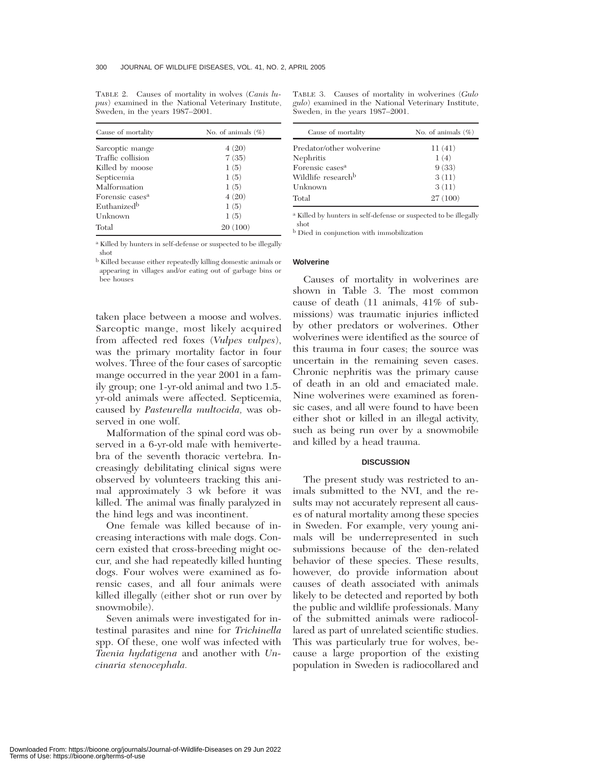TABLE 2. Causes of mortality in wolves (*Canis lupus*) examined in the National Veterinary Institute, Sweden, in the years 1987–2001.

| Cause of mortality | No. of animals (%) |
| --- | --- |
| Sarcoptic mange | 4 (20) |
| Traffic collision | 7 (35) |
| Killed by moose | 1 (5) |
| Septicemia | 1 (5) |
| Malformation | 1 (5) |
| Forensic cases[a] | 4 (20) |
| Euthanized[b] | 1 (5) |
| Unknown | 1 (5) |
| Total | 20 (100) |

[a] Killed by hunters in self-defense or suspected to be illegally shot

[b] Killed because either repeatedly killing domestic animals or appearing in villages and/or eating out of garbage bins or bee houses

taken place between a moose and wolves. Sarcoptic mange, most likely acquired from affected red foxes (*Vulpes vulpes*), was the primary mortality factor in four wolves. Three of the four cases of sarcoptic mange occurred in the year 2001 in a family group; one 1-yr-old animal and two 1.5-yr-old animals were affected. Septicemia, caused by *Pasteurella multocida,* was observed in one wolf.

Malformation of the spinal cord was observed in a 6-yr-old male with hemivertebra of the seventh thoracic vertebra. Increasingly debilitating clinical signs were observed by volunteers tracking this animal approximately 3 wk before it was killed. The animal was finally paralyzed in the hind legs and was incontinent.

One female was killed because of increasing interactions with male dogs. Concern existed that cross-breeding might occur, and she had repeatedly killed hunting dogs. Four wolves were examined as forensic cases, and all four animals were killed illegally (either shot or run over by snowmobile).

Seven animals were investigated for intestinal parasites and nine for *Trichinella* spp. Of these, one wolf was infected with *Taenia hydatigena* and another with *Uncinaria stenocephala.*

TABLE 3. Causes of mortality in wolverines (*Gulo gulo*) examined in the National Veterinary Institute, Sweden, in the years 1987–2001.

| Cause of mortality | No. of animals (%) |
| --- | --- |
| Predator/other wolverine | 11 (41) |
| Nephritis | 1 (4) |
| Forensic cases[a] | 9 (33) |
| Wildlife research[b] | 3 (11) |
| Unknown | 3 (11) |
| Total | 27 (100) |

[a] Killed by hunters in self-defense or suspected to be illegally shot

[b] Died in conjunction with immobilization

### Wolverine

Causes of mortality in wolverines are shown in Table 3. The most common cause of death (11 animals, 41% of submissions) was traumatic injuries inflicted by other predators or wolverines. Other wolverines were identified as the source of this trauma in four cases; the source was uncertain in the remaining seven cases. Chronic nephritis was the primary cause of death in an old and emaciated male. Nine wolverines were examined as forensic cases, and all were found to have been either shot or killed in an illegal activity, such as being run over by a snowmobile and killed by a head trauma.

## DISCUSSION

The present study was restricted to animals submitted to the NVI, and the results may not accurately represent all causes of natural mortality among these species in Sweden. For example, very young animals will be underrepresented in such submissions because of the den-related behavior of these species. These results, however, do provide information about causes of death associated with animals likely to be detected and reported by both the public and wildlife professionals. Many of the submitted animals were radiocollared as part of unrelated scientific studies. This was particularly true for wolves, because a large proportion of the existing population in Sweden is radiocollared and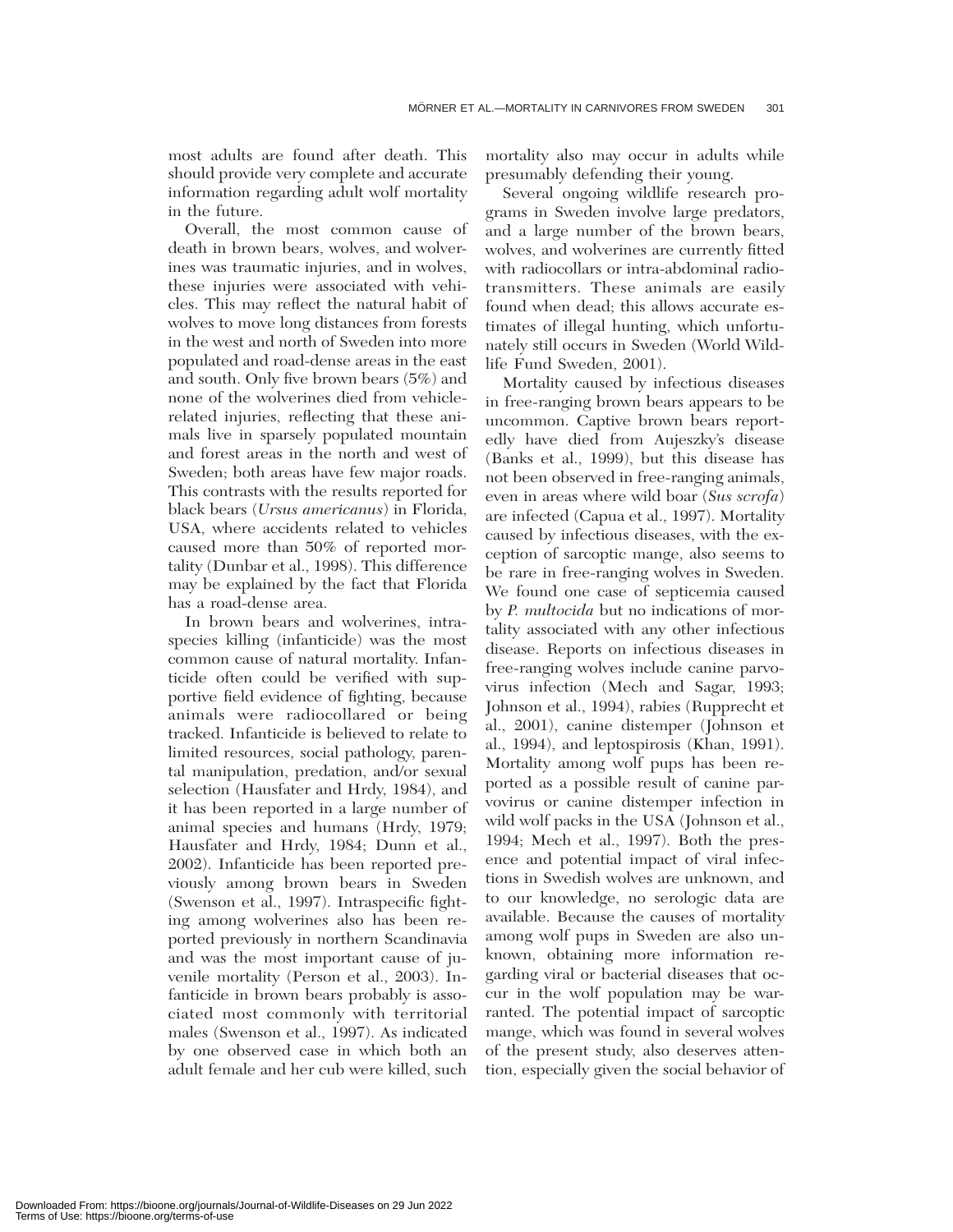most adults are found after death. This should provide very complete and accurate information regarding adult wolf mortality in the future.

Overall, the most common cause of death in brown bears, wolves, and wolverines was traumatic injuries, and in wolves, these injuries were associated with vehicles. This may reflect the natural habit of wolves to move long distances from forests in the west and north of Sweden into more populated and road-dense areas in the east and south. Only five brown bears (5%) and none of the wolverines died from vehicle-related injuries, reflecting that these animals live in sparsely populated mountain and forest areas in the north and west of Sweden; both areas have few major roads. This contrasts with the results reported for black bears (*Ursus americanus*) in Florida, USA, where accidents related to vehicles caused more than 50% of reported mortality (Dunbar et al., 1998). This difference may be explained by the fact that Florida has a road-dense area.

In brown bears and wolverines, intraspecies killing (infanticide) was the most common cause of natural mortality. Infanticide often could be verified with supportive field evidence of fighting, because animals were radiocollared or being tracked. Infanticide is believed to relate to limited resources, social pathology, parental manipulation, predation, and/or sexual selection (Hausfater and Hrdy, 1984), and it has been reported in a large number of animal species and humans (Hrdy, 1979; Hausfater and Hrdy, 1984; Dunn et al., 2002). Infanticide has been reported previously among brown bears in Sweden (Swenson et al., 1997). Intraspecific fighting among wolverines also has been reported previously in northern Scandinavia and was the most important cause of juvenile mortality (Person et al., 2003). Infanticide in brown bears probably is associated most commonly with territorial males (Swenson et al., 1997). As indicated by one observed case in which both an adult female and her cub were killed, such mortality also may occur in adults while presumably defending their young.

Several ongoing wildlife research programs in Sweden involve large predators, and a large number of the brown bears, wolves, and wolverines are currently fitted with radiocollars or intra-abdominal radiotransmitters. These animals are easily found when dead; this allows accurate estimates of illegal hunting, which unfortunately still occurs in Sweden (World Wildlife Fund Sweden, 2001).

Mortality caused by infectious diseases in free-ranging brown bears appears to be uncommon. Captive brown bears reportedly have died from Aujeszky's disease (Banks et al., 1999), but this disease has not been observed in free-ranging animals, even in areas where wild boar (*Sus scrofa*) are infected (Capua et al., 1997). Mortality caused by infectious diseases, with the exception of sarcoptic mange, also seems to be rare in free-ranging wolves in Sweden. We found one case of septicemia caused by *P. multocida* but no indications of mortality associated with any other infectious disease. Reports on infectious diseases in free-ranging wolves include canine parvovirus infection (Mech and Sagar, 1993; Johnson et al., 1994), rabies (Rupprecht et al., 2001), canine distemper (Johnson et al., 1994), and leptospirosis (Khan, 1991). Mortality among wolf pups has been reported as a possible result of canine parvovirus or canine distemper infection in wild wolf packs in the USA (Johnson et al., 1994; Mech et al., 1997). Both the presence and potential impact of viral infections in Swedish wolves are unknown, and to our knowledge, no serologic data are available. Because the causes of mortality among wolf pups in Sweden are also unknown, obtaining more information regarding viral or bacterial diseases that occur in the wolf population may be warranted. The potential impact of sarcoptic mange, which was found in several wolves of the present study, also deserves attention, especially given the social behavior of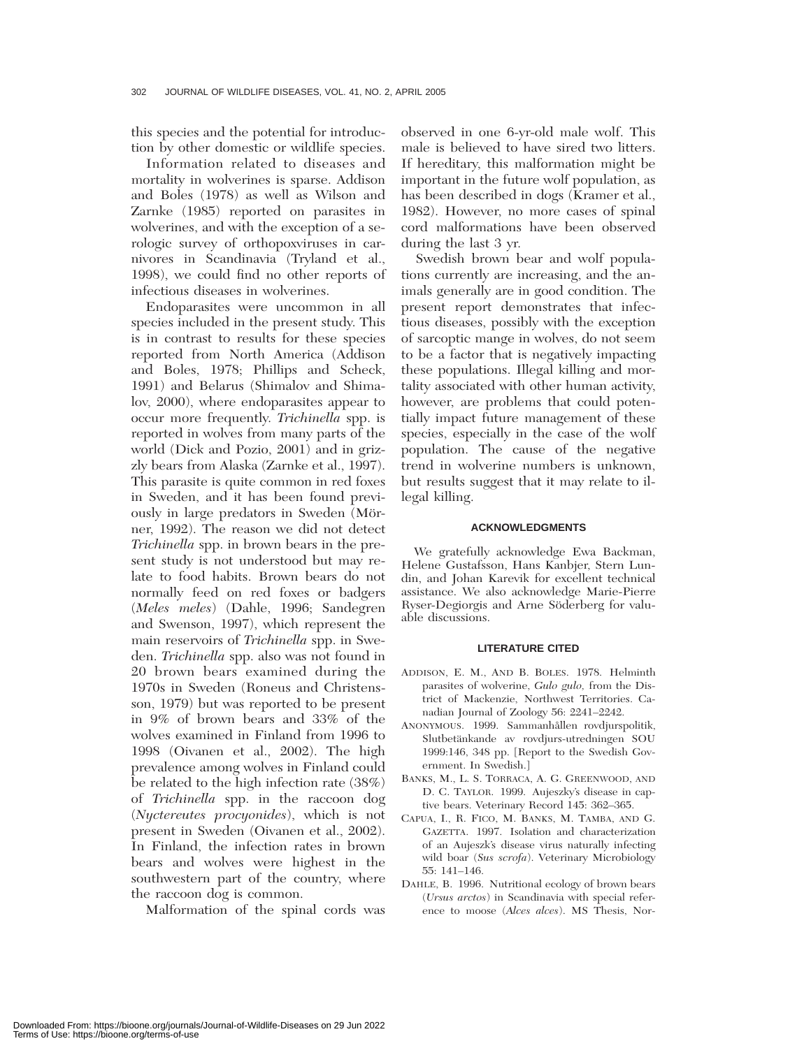this species and the potential for introduction by other domestic or wildlife species.

Information related to diseases and mortality in wolverines is sparse. Addison and Boles (1978) as well as Wilson and Zarnke (1985) reported on parasites in wolverines, and with the exception of a serologic survey of orthopoxviruses in carnivores in Scandinavia (Tryland et al., 1998), we could find no other reports of infectious diseases in wolverines.

Endoparasites were uncommon in all species included in the present study. This is in contrast to results for these species reported from North America (Addison and Boles, 1978; Phillips and Scheck, 1991) and Belarus (Shimalov and Shimalov, 2000), where endoparasites appear to occur more frequently. *Trichinella* spp. is reported in wolves from many parts of the world (Dick and Pozio, 2001) and in grizzly bears from Alaska (Zarnke et al., 1997). This parasite is quite common in red foxes in Sweden, and it has been found previously in large predators in Sweden (Mörner, 1992). The reason we did not detect *Trichinella* spp. in brown bears in the present study is not understood but may relate to food habits. Brown bears do not normally feed on red foxes or badgers (*Meles meles*) (Dahle, 1996; Sandegren and Swenson, 1997), which represent the main reservoirs of *Trichinella* spp. in Sweden. *Trichinella* spp. also was not found in 20 brown bears examined during the 1970s in Sweden (Roneus and Christensson, 1979) but was reported to be present in 9% of brown bears and 33% of the wolves examined in Finland from 1996 to 1998 (Oivanen et al., 2002). The high prevalence among wolves in Finland could be related to the high infection rate (38%) of *Trichinella* spp. in the raccoon dog (*Nyctereutes procyonides*), which is not present in Sweden (Oivanen et al., 2002). In Finland, the infection rates in brown bears and wolves were highest in the southwestern part of the country, where the raccoon dog is common.

Malformation of the spinal cords was observed in one 6-yr-old male wolf. This male is believed to have sired two litters. If hereditary, this malformation might be important in the future wolf population, as has been described in dogs (Kramer et al., 1982). However, no more cases of spinal cord malformations have been observed during the last 3 yr.

Swedish brown bear and wolf populations currently are increasing, and the animals generally are in good condition. The present report demonstrates that infectious diseases, possibly with the exception of sarcoptic mange in wolves, do not seem to be a factor that is negatively impacting these populations. Illegal killing and mortality associated with other human activity, however, are problems that could potentially impact future management of these species, especially in the case of the wolf population. The cause of the negative trend in wolverine numbers is unknown, but results suggest that it may relate to illegal killing.

## ACKNOWLEDGMENTS

We gratefully acknowledge Ewa Backman, Helene Gustafsson, Hans Kanbjer, Stern Lundin, and Johan Karevik for excellent technical assistance. We also acknowledge Marie-Pierre Ryser-Degiorgis and Arne Söderberg for valuable discussions.

## LITERATURE CITED

ADDISON, E. M., AND B. BOLES. 1978. Helminth parasites of wolverine, *Gulo gulo*, from the District of Mackenzie, Northwest Territories. Canadian Journal of Zoology 56: 2241–2242.

ANONYMOUS. 1999. Sammanhållen rovdjurspolitik, Slutbetänkande av rovdjurs-utredningen SOU 1999:146, 348 pp. [Report to the Swedish Government. In Swedish.]

BANKS, M., L. S. TORRACA, A. G. GREENWOOD, AND D. C. TAYLOR. 1999. Aujeszky's disease in captive bears. Veterinary Record 145: 362–365.

CAPUA, I., R. FICO, M. BANKS, M. TAMBA, AND G. GAZETTA. 1997. Isolation and characterization of an Aujeszk's disease virus naturally infecting wild boar (*Sus scrofa*). Veterinary Microbiology 55: 141–146.

DAHLE, B. 1996. Nutritional ecology of brown bears (*Ursus arctos*) in Scandinavia with special reference to moose (*Alces alces*). MS Thesis, Nor-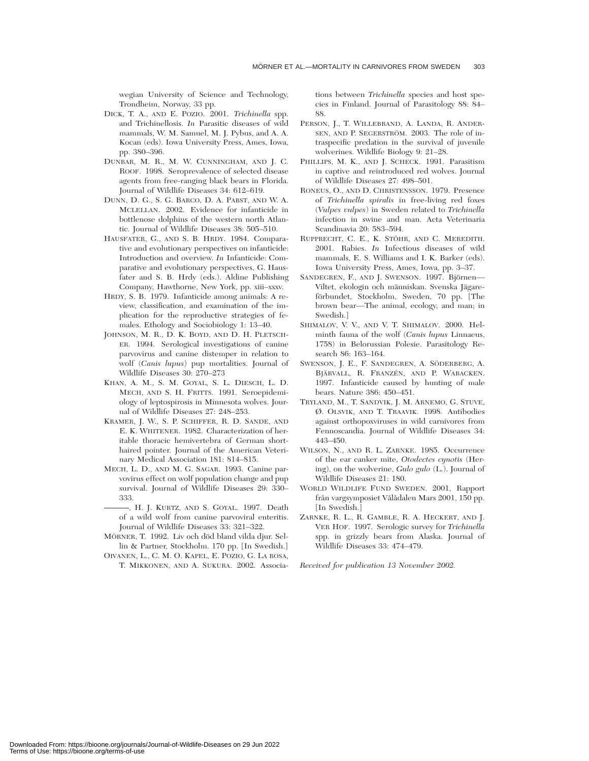wegian University of Science and Technology, Trondheim, Norway, 33 pp.

DICK, T. A., AND E. POZIO. 2001. *Trichinella* spp. and Trichinellosis. *In* Parasitic diseases of wild mammals, W. M. Samuel, M. J. Pybus, and A. A. Kocan (eds). Iowa University Press, Ames, Iowa, pp. 380–396.

DUNBAR, M. R., M. W. CUNNINGHAM, AND J. C. ROOF. 1998. Seroprevalence of selected disease agents from free-ranging black bears in Florida. Journal of Wildlife Diseases 34: 612–619.

DUNN, D. G., S. G. BARCO, D. A. PABST, AND W. A. MCLELLAN. 2002. Evidence for infanticide in bottlenose dolphins of the western north Atlantic. Journal of Wildlife Diseases 38: 505–510.

HAUSFATER, G., AND S. B. HRDY. 1984. Comparative and evolutionary perspectives on infanticide: Introduction and overview. *In* Infanticide: Comparative and evolutionary perspectives, G. Hausfater and S. B. Hrdy (eds.). Aldine Publishing Company, Hawthorne, New York, pp. xiii–xxxv.

HRDY, S. B. 1979. Infanticide among animals: A review, classification, and examination of the implication for the reproductive strategies of females. Ethology and Sociobiology 1: 13–40.

JOHNSON, M. R., D. K. BOYD, AND D. H. PLETSCHER. 1994. Serological investigations of canine parvovirus and canine distemper in relation to wolf (*Canis lupus*) pup mortalities. Journal of Wildlife Diseases 30: 270–273

KHAN, A. M., S. M. GOYAL, S. L. DIESCH, L. D. MECH, AND S. H. FRITTS. 1991. Seroepidemiology of leptospirosis in Minnesota wolves. Journal of Wildlife Diseases 27: 248–253.

KRAMER, J. W., S. P. SCHIFFER, R. D. SANDE, AND E. K. WHITENER. 1982. Characterization of heritable thoracic hemivertebra of German shorthaired pointer. Journal of the American Veterinary Medical Association 181: 814–815.

MECH, L. D., AND M. G. SAGAR. 1993. Canine parvovirus effect on wolf population change and pup survival. Journal of Wildlife Diseases 29: 330–333.

———, H. J. KURTZ, AND S. GOYAL. 1997. Death of a wild wolf from canine parvoviral enteritis. Journal of Wildlife Diseases 33: 321–322.

MÖRNER, T. 1992. Liv och död bland vilda djur. Sellin & Partner, Stockholm. 170 pp. [In Swedish.]

OIVANEN, L., C. M. O. KAPEL, E. POZIO, G. LA ROSA, T. MIKKONEN, AND A. SUKURA. 2002. Associations between *Trichinella* species and host species in Finland. Journal of Parasitology 88: 84–88.

PERSON, J., T. WILLEBRAND, A. LANDA, R. ANDERSEN, AND P. SEGERSTRÖM. 2003. The role of intraspecific predation in the survival of juvenile wolverines. Wildlife Biology 9: 21–28.

PHILLIPS, M. K., AND J. SCHECK. 1991. Parasitism in captive and reintroduced red wolves. Journal of Wildlife Diseases 27: 498–501.

RONEUS, O., AND D. CHRISTENSSON. 1979. Presence of *Trichinella spiralis* in free-living red foxes (*Vulpes vulpes*) in Sweden related to *Trichinella* infection in swine and man. Acta Veterinaria Scandinavia 20: 583–594.

RUPPRECHT, C. E., K. STÖHR, AND C. MEREDITH. 2001. Rabies. *In* Infectious diseases of wild mammals, E. S. Williams and I. K. Barker (eds). Iowa University Press, Ames, Iowa, pp. 3–37.

SANDEGREN, F., AND J. SWENSON. 1997. Björnen—Viltet, ekologin och människan. Svenska Jägareförbundet, Stockholm, Sweden, 70 pp. [The brown bear—The animal, ecology, and man; in Swedish.]

SHIMALOV, V. V., AND V. T. SHIMALOV. 2000. Helminth fauna of the wolf (*Canis lupus* Linnaeus, 1758) in Belorussian Polesie. Parasitology Research 86: 163–164.

SWENSON, J. E., F. SANDEGREN, A. SÖDERBERG, A. BJÄRVALL, R. FRANZÉN, AND P. WABACKEN. 1997. Infanticide caused by hunting of male bears. Nature 386: 450–451.

TRYLAND, M., T. SANDVIK, J. M. ARNEMO, G. STUVE, Ø. OLSVIK, AND T. TRAAVIK. 1998. Antibodies against orthopoxviruses in wild carnivores from Fennoscandia. Journal of Wildlife Diseases 34: 443–450.

WILSON, N., AND R. L. ZARNKE. 1985. Occurrence of the ear canker mite, *Otodectes cynotis* (Hering), on the wolverine, *Gulo gulo* (L.). Journal of Wildlife Diseases 21: 180.

WORLD WILDLIFE FUND SWEDEN. 2001, Rapport från vargsymposiet Vålådalen Mars 2001, 150 pp. [In Swedish.]

ZARNKE, R. L., R. GAMBLE, R. A. HECKERT, AND J. VER HOF. 1997. Serologic survey for *Trichinella* spp. in grizzly bears from Alaska. Journal of Wildlife Diseases 33: 474–479.

*Received for publication 13 November 2002.*